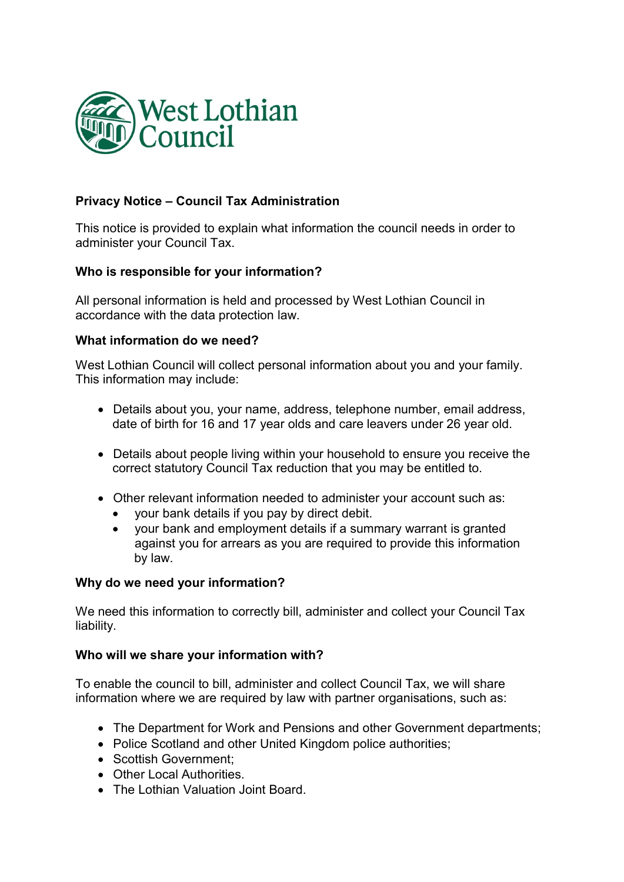West Lothian Council

**Privacy Notice – Council Tax Administration**

This notice is provided to explain what information the council needs in order to administer your Council Tax.

**Who is responsible for your information?**

All personal information is held and processed by West Lothian Council in accordance with the data protection law.

**What information do we need?**

West Lothian Council will collect personal information about you and your family. This information may include:

- Details about you, your name, address, telephone number, email address, date of birth for 16 and 17 year olds and care leavers under 26 year old.

- Details about people living within your household to ensure you receive the correct statutory Council Tax reduction that you may be entitled to.

- Other relevant information needed to administer your account such as:
  - your bank details if you pay by direct debit.
  - your bank and employment details if a summary warrant is granted against you for arrears as you are required to provide this information by law.

**Why do we need your information?**

We need this information to correctly bill, administer and collect your Council Tax liability.

**Who will we share your information with?**

To enable the council to bill, administer and collect Council Tax, we will share information where we are required by law with partner organisations, such as:

- The Department for Work and Pensions and other Government departments;
- Police Scotland and other United Kingdom police authorities;
- Scottish Government;
- Other Local Authorities.
- The Lothian Valuation Joint Board.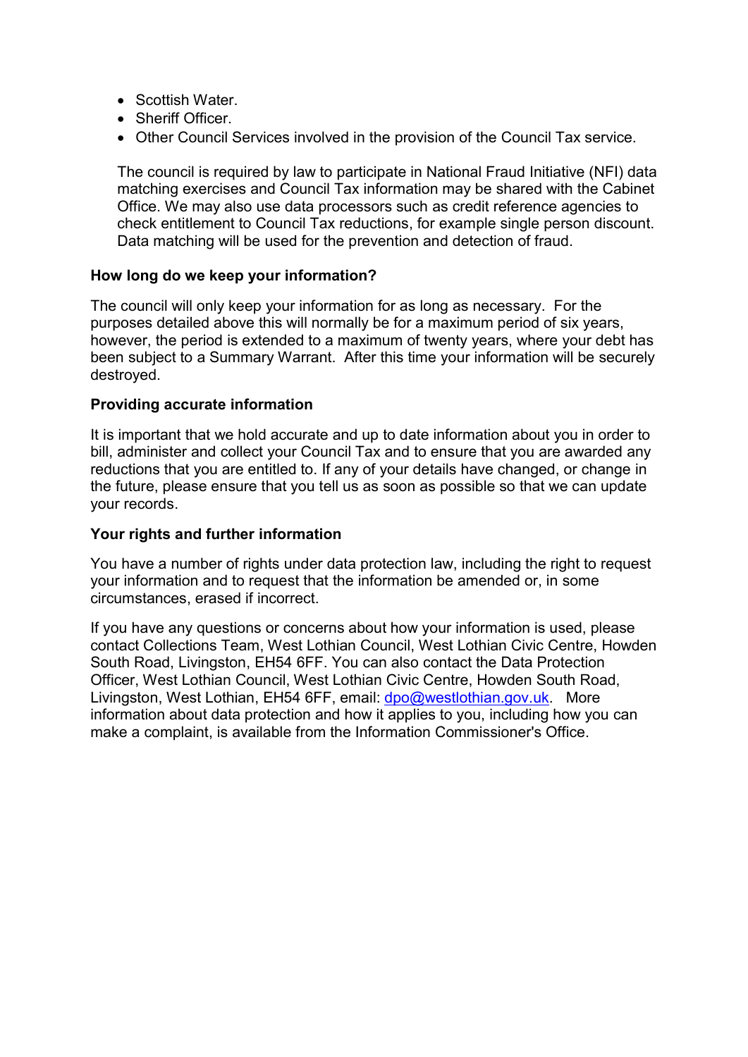- Scottish Water.
- Sheriff Officer.
- Other Council Services involved in the provision of the Council Tax service.

  The council is required by law to participate in National Fraud Initiative (NFI) data matching exercises and Council Tax information may be shared with the Cabinet Office. We may also use data processors such as credit reference agencies to check entitlement to Council Tax reductions, for example single person discount. Data matching will be used for the prevention and detection of fraud.

**How long do we keep your information?**

The council will only keep your information for as long as necessary. For the purposes detailed above this will normally be for a maximum period of six years, however, the period is extended to a maximum of twenty years, where your debt has been subject to a Summary Warrant. After this time your information will be securely destroyed.

**Providing accurate information**

It is important that we hold accurate and up to date information about you in order to bill, administer and collect your Council Tax and to ensure that you are awarded any reductions that you are entitled to. If any of your details have changed, or change in the future, please ensure that you tell us as soon as possible so that we can update your records.

**Your rights and further information**

You have a number of rights under data protection law, including the right to request your information and to request that the information be amended or, in some circumstances, erased if incorrect.

If you have any questions or concerns about how your information is used, please contact Collections Team, West Lothian Council, West Lothian Civic Centre, Howden South Road, Livingston, EH54 6FF. You can also contact the Data Protection Officer, West Lothian Council, West Lothian Civic Centre, Howden South Road, Livingston, West Lothian, EH54 6FF, email: [dpo@westlothian.gov.uk](mailto:dpo@westlothian.gov.uk). More information about data protection and how it applies to you, including how you can make a complaint, is available from the Information Commissioner's Office.